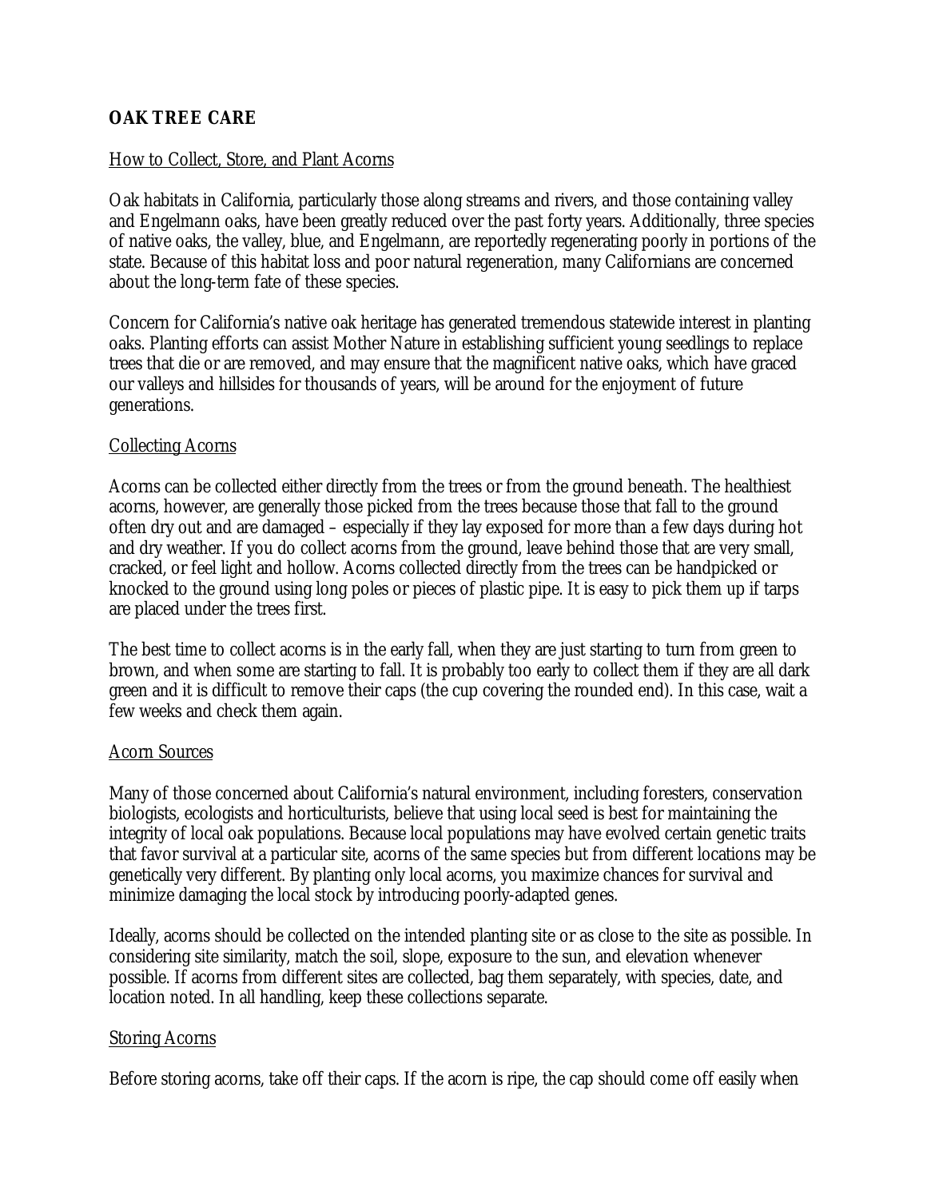# OAK TREE CARE

## How to Collect, Store, and Plant Acorns

Oak habitats in California, particularly those along streams and rivers, and those containing valley and Engelmann oaks, have been greatly reduced over the past forty years. Additionally, three species of native oaks, the valley, blue, and Engelmann, are reportedly regenerating poorly in portions of the state. Because of this habitat loss and poor natural regeneration, many Californians are concerned about the long-term fate of these species.

Concern for California's native oak heritage has generated tremendous statewide interest in planting oaks. Planting efforts can assist Mother Nature in establishing sufficient young seedlings to replace trees that die or are removed, and may ensure that the magnificent native oaks, which have graced our valleys and hillsides for thousands of years, will be around for the enjoyment of future generations.

## Collecting Acorns

Acorns can be collected either directly from the trees or from the ground beneath. The healthiest acorns, however, are generally those picked from the trees because those that fall to the ground often dry out and are damaged – especially if they lay exposed for more than a few days during hot and dry weather. If you do collect acorns from the ground, leave behind those that are very small, cracked, or feel light and hollow. Acorns collected directly from the trees can be handpicked or knocked to the ground using long poles or pieces of plastic pipe. It is easy to pick them up if tarps are placed under the trees first.

The best time to collect acorns is in the early fall, when they are just starting to turn from green to brown, and when some are starting to fall. It is probably too early to collect them if they are all dark green and it is difficult to remove their caps (the cup covering the rounded end). In this case, wait a few weeks and check them again.

## Acorn Sources

Many of those concerned about California's natural environment, including foresters, conservation biologists, ecologists and horticulturists, believe that using local seed is best for maintaining the integrity of local oak populations. Because local populations may have evolved certain genetic traits that favor survival at a particular site, acorns of the same species but from different locations may be genetically very different. By planting only local acorns, you maximize chances for survival and minimize damaging the local stock by introducing poorly-adapted genes.

Ideally, acorns should be collected on the intended planting site or as close to the site as possible. In considering site similarity, match the soil, slope, exposure to the sun, and elevation whenever possible. If acorns from different sites are collected, bag them separately, with species, date, and location noted. In all handling, keep these collections separate.

## Storing Acorns

Before storing acorns, take off their caps. If the acorn is ripe, the cap should come off easily when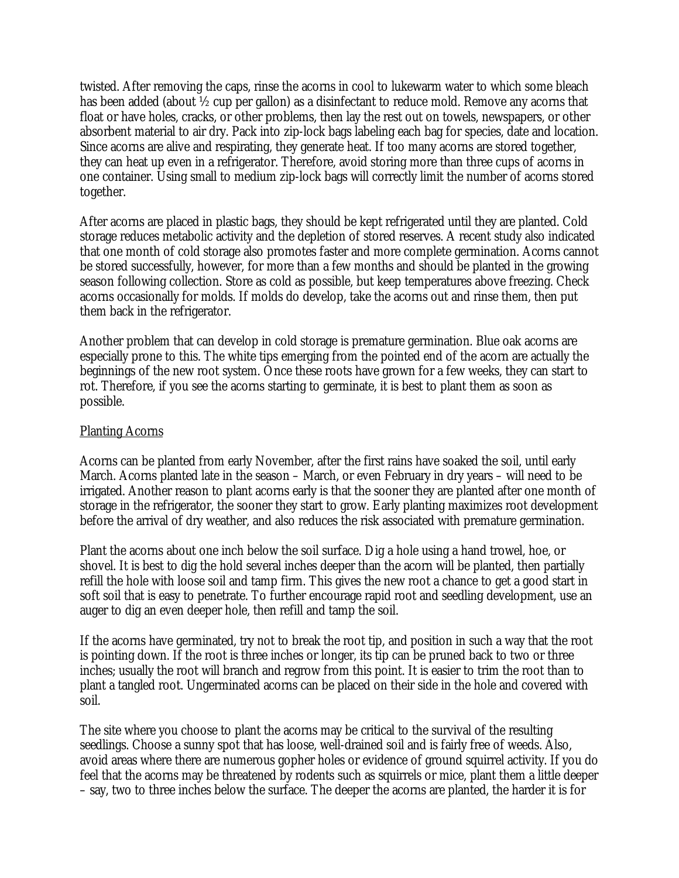twisted. After removing the caps, rinse the acorns in cool to lukewarm water to which some bleach has been added (about ½ cup per gallon) as a disinfectant to reduce mold. Remove any acorns that float or have holes, cracks, or other problems, then lay the rest out on towels, newspapers, or other absorbent material to air dry. Pack into zip-lock bags labeling each bag for species, date and location. Since acorns are alive and respirating, they generate heat. If too many acorns are stored together, they can heat up even in a refrigerator. Therefore, avoid storing more than three cups of acorns in one container. Using small to medium zip-lock bags will correctly limit the number of acorns stored together.

After acorns are placed in plastic bags, they should be kept refrigerated until they are planted. Cold storage reduces metabolic activity and the depletion of stored reserves. A recent study also indicated that one month of cold storage also promotes faster and more complete germination. Acorns cannot be stored successfully, however, for more than a few months and should be planted in the growing season following collection. Store as cold as possible, but keep temperatures above freezing. Check acorns occasionally for molds. If molds do develop, take the acorns out and rinse them, then put them back in the refrigerator.

Another problem that can develop in cold storage is premature germination. Blue oak acorns are especially prone to this. The white tips emerging from the pointed end of the acorn are actually the beginnings of the new root system. Once these roots have grown for a few weeks, they can start to rot. Therefore, if you see the acorns starting to germinate, it is best to plant them as soon as possible.

## Planting Acorns

Acorns can be planted from early November, after the first rains have soaked the soil, until early March. Acorns planted late in the season – March, or even February in dry years – will need to be irrigated. Another reason to plant acorns early is that the sooner they are planted after one month of storage in the refrigerator, the sooner they start to grow. Early planting maximizes root development before the arrival of dry weather, and also reduces the risk associated with premature germination.

Plant the acorns about one inch below the soil surface. Dig a hole using a hand trowel, hoe, or shovel. It is best to dig the hold several inches deeper than the acorn will be planted, then partially refill the hole with loose soil and tamp firm. This gives the new root a chance to get a good start in soft soil that is easy to penetrate. To further encourage rapid root and seedling development, use an auger to dig an even deeper hole, then refill and tamp the soil.

If the acorns have germinated, try not to break the root tip, and position in such a way that the root is pointing down. If the root is three inches or longer, its tip can be pruned back to two or three inches; usually the root will branch and regrow from this point. It is easier to trim the root than to plant a tangled root. Ungerminated acorns can be placed on their side in the hole and covered with soil.

The site where you choose to plant the acorns may be critical to the survival of the resulting seedlings. Choose a sunny spot that has loose, well-drained soil and is fairly free of weeds. Also, avoid areas where there are numerous gopher holes or evidence of ground squirrel activity. If you do feel that the acorns may be threatened by rodents such as squirrels or mice, plant them a little deeper – say, two to three inches below the surface. The deeper the acorns are planted, the harder it is for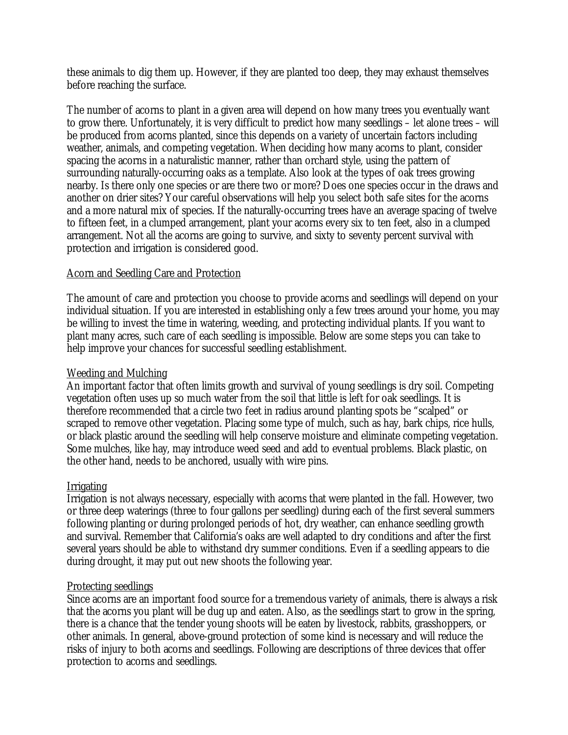these animals to dig them up. However, if they are planted too deep, they may exhaust themselves before reaching the surface.

The number of acorns to plant in a given area will depend on how many trees you eventually want to grow there. Unfortunately, it is very difficult to predict how many seedlings – let alone trees – will be produced from acorns planted, since this depends on a variety of uncertain factors including weather, animals, and competing vegetation. When deciding how many acorns to plant, consider spacing the acorns in a naturalistic manner, rather than orchard style, using the pattern of surrounding naturally-occurring oaks as a template. Also look at the types of oak trees growing nearby. Is there only one species or are there two or more? Does one species occur in the draws and another on drier sites? Your careful observations will help you select both safe sites for the acorns and a more natural mix of species. If the naturally-occurring trees have an average spacing of twelve to fifteen feet, in a clumped arrangement, plant your acorns every six to ten feet, also in a clumped arrangement. Not all the acorns are going to survive, and sixty to seventy percent survival with protection and irrigation is considered good.

## Acorn and Seedling Care and Protection

The amount of care and protection you choose to provide acorns and seedlings will depend on your individual situation. If you are interested in establishing only a few trees around your home, you may be willing to invest the time in watering, weeding, and protecting individual plants. If you want to plant many acres, such care of each seedling is impossible. Below are some steps you can take to help improve your chances for successful seedling establishment.

### Weeding and Mulching

An important factor that often limits growth and survival of young seedlings is dry soil. Competing vegetation often uses up so much water from the soil that little is left for oak seedlings. It is therefore recommended that a circle two feet in radius around planting spots be "scalped" or scraped to remove other vegetation. Placing some type of mulch, such as hay, bark chips, rice hulls, or black plastic around the seedling will help conserve moisture and eliminate competing vegetation. Some mulches, like hay, may introduce weed seed and add to eventual problems. Black plastic, on the other hand, needs to be anchored, usually with wire pins.

### Irrigating

Irrigation is not always necessary, especially with acorns that were planted in the fall. However, two or three deep waterings (three to four gallons per seedling) during each of the first several summers following planting or during prolonged periods of hot, dry weather, can enhance seedling growth and survival. Remember that California's oaks are well adapted to dry conditions and after the first several years should be able to withstand dry summer conditions. Even if a seedling appears to die during drought, it may put out new shoots the following year.

### Protecting seedlings

Since acorns are an important food source for a tremendous variety of animals, there is always a risk that the acorns you plant will be dug up and eaten. Also, as the seedlings start to grow in the spring, there is a chance that the tender young shoots will be eaten by livestock, rabbits, grasshoppers, or other animals. In general, above-ground protection of some kind is necessary and will reduce the risks of injury to both acorns and seedlings. Following are descriptions of three devices that offer protection to acorns and seedlings.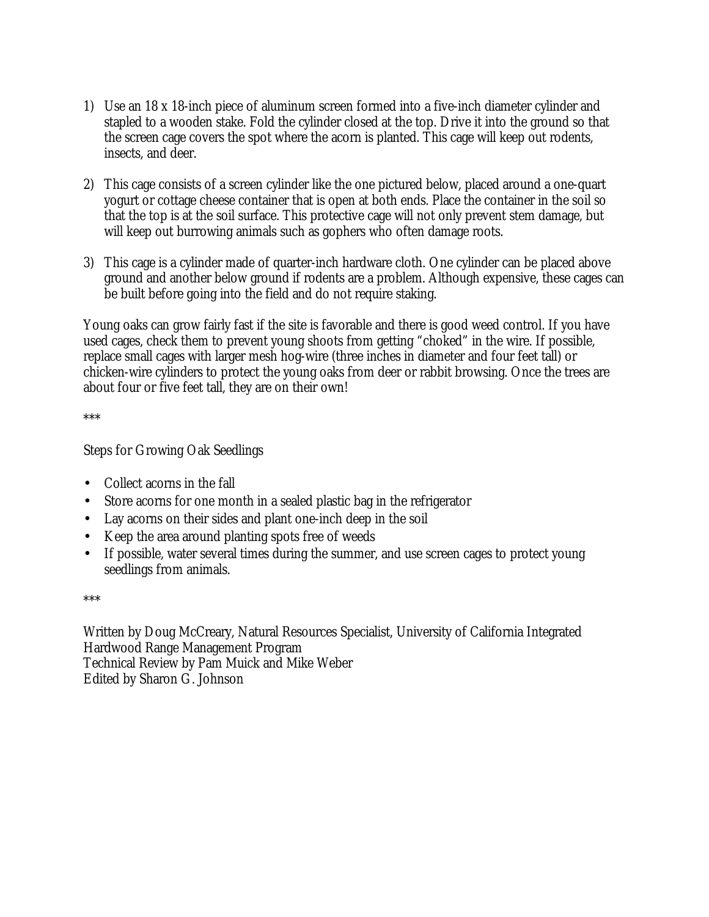1) Use an 18 x 18-inch piece of aluminum screen formed into a five-inch diameter cylinder and stapled to a wooden stake. Fold the cylinder closed at the top. Drive it into the ground so that the screen cage covers the spot where the acorn is planted. This cage will keep out rodents, insects, and deer.

2) This cage consists of a screen cylinder like the one pictured below, placed around a one-quart yogurt or cottage cheese container that is open at both ends. Place the container in the soil so that the top is at the soil surface. This protective cage will not only prevent stem damage, but will keep out burrowing animals such as gophers who often damage roots.

3) This cage is a cylinder made of quarter-inch hardware cloth. One cylinder can be placed above ground and another below ground if rodents are a problem. Although expensive, these cages can be built before going into the field and do not require staking.

Young oaks can grow fairly fast if the site is favorable and there is good weed control. If you have used cages, check them to prevent young shoots from getting "choked" in the wire. If possible, replace small cages with larger mesh hog-wire (three inches in diameter and four feet tall) or chicken-wire cylinders to protect the young oaks from deer or rabbit browsing. Once the trees are about four or five feet tall, they are on their own!

***

Steps for Growing Oak Seedlings

- Collect acorns in the fall
- Store acorns for one month in a sealed plastic bag in the refrigerator
- Lay acorns on their sides and plant one-inch deep in the soil
- Keep the area around planting spots free of weeds
- If possible, water several times during the summer, and use screen cages to protect young seedlings from animals.

***

Written by Doug McCreary, Natural Resources Specialist, University of California Integrated Hardwood Range Management Program
Technical Review by Pam Muick and Mike Weber
Edited by Sharon G. Johnson